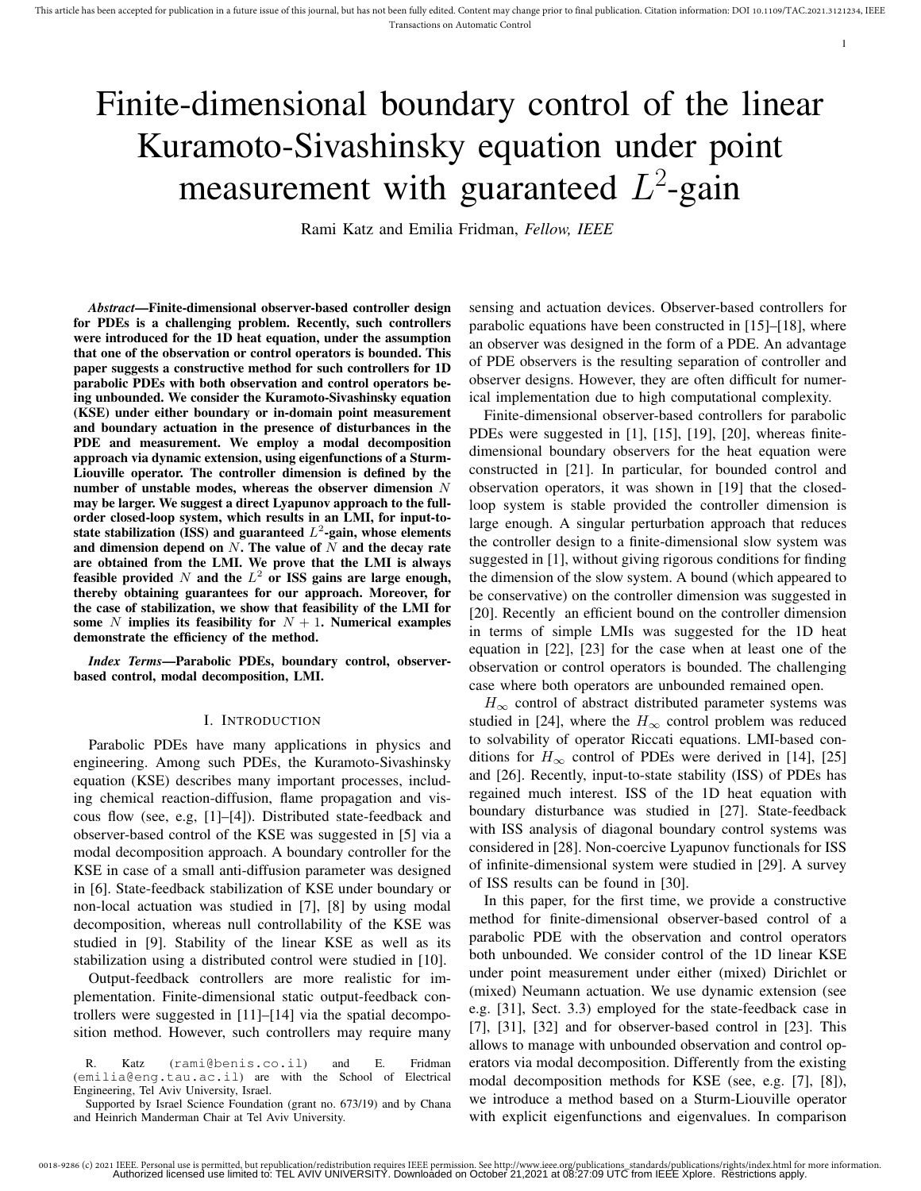# Finite-dimensional boundary control of the linear Kuramoto-Sivashinsky equation under point measurement with guaranteed $L^2$-gain

Rami Katz and Emilia Fridman, *Fellow, IEEE*

***Abstract*—Finite-dimensional observer-based controller design for PDEs is a challenging problem. Recently, such controllers were introduced for the 1D heat equation, under the assumption that one of the observation or control operators is bounded. This paper suggests a constructive method for such controllers for 1D parabolic PDEs with both observation and control operators being unbounded. We consider the Kuramoto-Sivashinsky equation (KSE) under either boundary or in-domain point measurement and boundary actuation in the presence of disturbances in the PDE and measurement. We employ a modal decomposition approach via dynamic extension, using eigenfunctions of a Sturm-Liouville operator. The controller dimension is defined by the number of unstable modes, whereas the observer dimension $N$ may be larger. We suggest a direct Lyapunov approach to the full-order closed-loop system, which results in an LMI, for input-to-state stabilization (ISS) and guaranteed $L^2$-gain, whose elements and dimension depend on $N$. The value of $N$ and the decay rate are obtained from the LMI. We prove that the LMI is always feasible provided $N$ and the $L^2$ or ISS gains are large enough, thereby obtaining guarantees for our approach. Moreover, for the case of stabilization, we show that feasibility of the LMI for some $N$ implies its feasibility for $N+1$. Numerical examples demonstrate the efficiency of the method.**

***Index Terms*—Parabolic PDEs, boundary control, observer-based control, modal decomposition, LMI.**

## I. Introduction

Parabolic PDEs have many applications in physics and engineering. Among such PDEs, the Kuramoto-Sivashinsky equation (KSE) describes many important processes, including chemical reaction-diffusion, flame propagation and viscous flow (see, e.g, [1]–[4]). Distributed state-feedback and observer-based control of the KSE was suggested in [5] via a modal decomposition approach. A boundary controller for the KSE in case of a small anti-diffusion parameter was designed in [6]. State-feedback stabilization of KSE under boundary or non-local actuation was studied in [7], [8] by using modal decomposition, whereas null controllability of the KSE was studied in [9]. Stability of the linear KSE as well as its stabilization using a distributed control were studied in [10].

Output-feedback controllers are more realistic for implementation. Finite-dimensional static output-feedback controllers were suggested in [11]–[14] via the spatial decomposition method. However, such controllers may require many sensing and actuation devices. Observer-based controllers for parabolic equations have been constructed in [15]–[18], where an observer was designed in the form of a PDE. An advantage of PDE observers is the resulting separation of controller and observer designs. However, they are often difficult for numerical implementation due to high computational complexity.

Finite-dimensional observer-based controllers for parabolic PDEs were suggested in [1], [15], [19], [20], whereas finite-dimensional boundary observers for the heat equation were constructed in [21]. In particular, for bounded control and observation operators, it was shown in [19] that the closed-loop system is stable provided the controller dimension is large enough. A singular perturbation approach that reduces the controller design to a finite-dimensional slow system was suggested in [1], without giving rigorous conditions for finding the dimension of the slow system. A bound (which appeared to be conservative) on the controller dimension was suggested in [20]. Recently an efficient bound on the controller dimension in terms of simple LMIs was suggested for the 1D heat equation in [22], [23] for the case when at least one of the observation or control operators is bounded. The challenging case where both operators are unbounded remained open.

$H_\infty$ control of abstract distributed parameter systems was studied in [24], where the $H_\infty$ control problem was reduced to solvability of operator Riccati equations. LMI-based conditions for $H_\infty$ control of PDEs were derived in [14], [25] and [26]. Recently, input-to-state stability (ISS) of PDEs has regained much interest. ISS of the 1D heat equation with boundary disturbance was studied in [27]. State-feedback with ISS analysis of diagonal boundary control systems was considered in [28]. Non-coercive Lyapunov functionals for ISS of infinite-dimensional system were studied in [29]. A survey of ISS results can be found in [30].

In this paper, for the first time, we provide a constructive method for finite-dimensional observer-based control of a parabolic PDE with the observation and control operators both unbounded. We consider control of the 1D linear KSE under point measurement under either (mixed) Dirichlet or (mixed) Neumann actuation. We use dynamic extension (see e.g. [31], Sect. 3.3) employed for the state-feedback case in [7], [31], [32] and for observer-based control in [23]. This allows to manage with unbounded observation and control operators via modal decomposition. Differently from the existing modal decomposition methods for KSE (see, e.g. [7], [8]), we introduce a method based on a Sturm-Liouville operator with explicit eigenfunctions and eigenvalues. In comparison

R. Katz (rami@benis.co.il) and E. Fridman (emilia@eng.tau.ac.il) are with the School of Electrical Engineering, Tel Aviv University, Israel.

Supported by Israel Science Foundation (grant no. 673/19) and by Chana and Heinrich Manderman Chair at Tel Aviv University.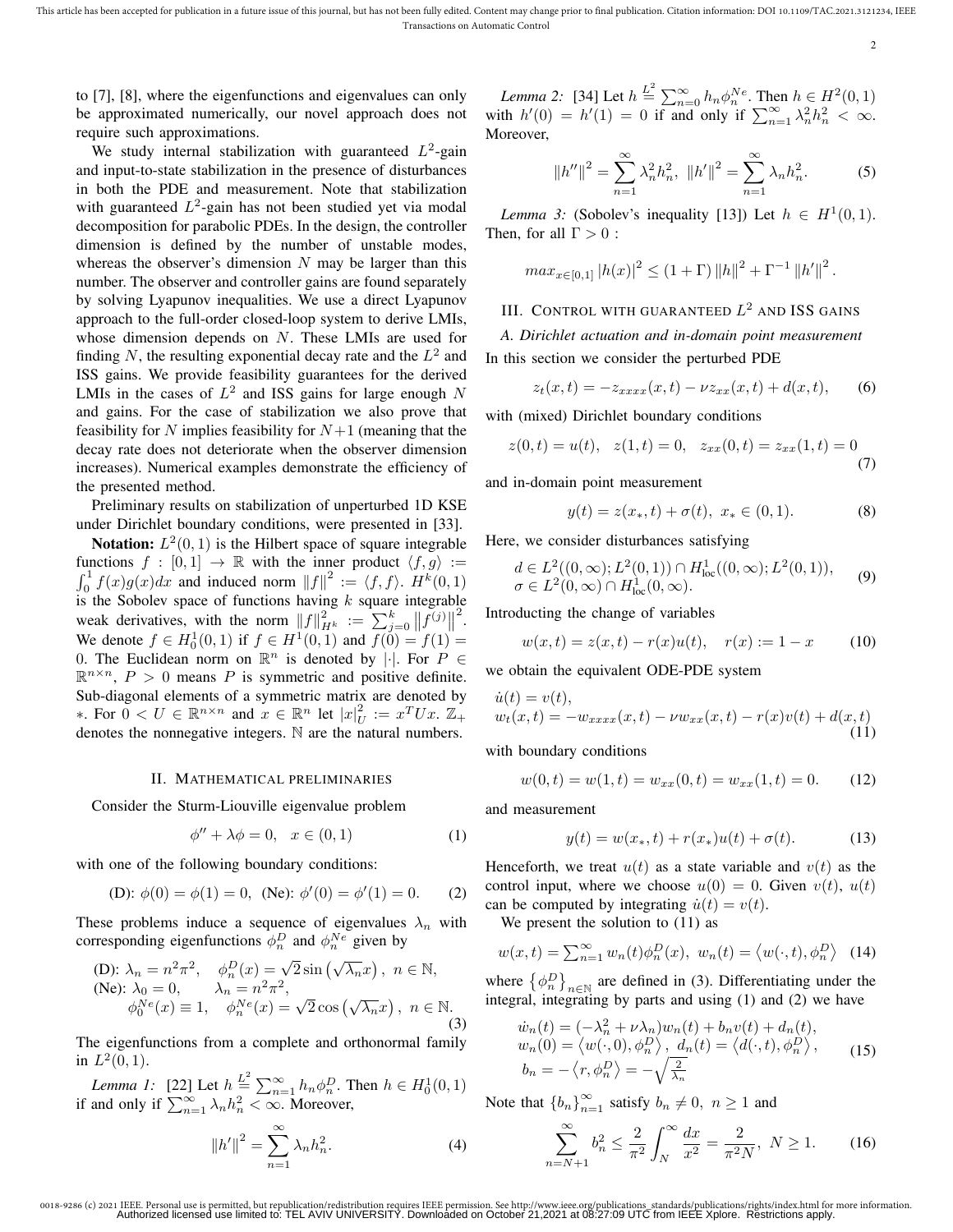to [7], [8], where the eigenfunctions and eigenvalues can only be approximated numerically, our novel approach does not require such approximations.

We study internal stabilization with guaranteed $L^2$-gain and input-to-state stabilization in the presence of disturbances in both the PDE and measurement. Note that stabilization with guaranteed $L^2$-gain has not been studied yet via modal decomposition for parabolic PDEs. In the design, the controller dimension is defined by the number of unstable modes, whereas the observer's dimension $N$ may be larger than this number. The observer and controller gains are found separately by solving Lyapunov inequalities. We use a direct Lyapunov approach to the full-order closed-loop system to derive LMIs, whose dimension depends on $N$. These LMIs are used for finding $N$, the resulting exponential decay rate and the $L^2$ and ISS gains. We provide feasibility guarantees for the derived LMIs in the cases of $L^2$ and ISS gains for large enough $N$ and gains. For the case of stabilization we also prove that feasibility for $N$ implies feasibility for $N+1$ (meaning that the decay rate does not deteriorate when the observer dimension increases). Numerical examples demonstrate the efficiency of the presented method.

Preliminary results on stabilization of unperturbed 1D KSE under Dirichlet boundary conditions, were presented in [33].

**Notation:** $L^2(0,1)$ is the Hilbert space of square integrable functions $f:[0,1]\to\mathbb{R}$ with the inner product $\langle f,g\rangle := \int_0^1 f(x)g(x)dx$ and induced norm $\|f\|^2 := \langle f,f\rangle$. $H^k(0,1)$ is the Sobolev space of functions having $k$ square integrable weak derivatives, with the norm $\|f\|^2_{H^k} := \sum_{j=0}^k \left\|f^{(j)}\right\|^2$. We denote $f\in H_0^1(0,1)$ if $f\in H^1(0,1)$ and $f(0)=f(1)=0$. The Euclidean norm on $\mathbb{R}^n$ is denoted by $|\cdot|$. For $P\in\mathbb{R}^{n\times n}$, $P>0$ means $P$ is symmetric and positive definite. Sub-diagonal elements of a symmetric matrix are denoted by $*$. For $0<U\in\mathbb{R}^{n\times n}$ and $x\in\mathbb{R}^n$ let $|x|_U^2 := x^TUx$. $\mathbb{Z}_+$ denotes the nonnegative integers. $\mathbb{N}$ are the natural numbers.

## II. Mathematical preliminaries

Consider the Sturm-Liouville eigenvalue problem

$$\phi'' + \lambda\phi = 0, \quad x\in(0,1) \tag{1}$$

with one of the following boundary conditions:

$$\text{(D): } \phi(0)=\phi(1)=0, \ \text{(Ne): } \phi'(0)=\phi'(1)=0. \tag{2}$$

These problems induce a sequence of eigenvalues $\lambda_n$ with corresponding eigenfunctions $\phi_n^D$ and $\phi_n^{Ne}$ given by

$$\begin{aligned}&\text{(D): } \lambda_n = n^2\pi^2, \quad \phi_n^D(x) = \sqrt{2}\sin\left(\sqrt{\lambda_n}x\right), \ n\in\mathbb{N},\\ &\text{(Ne): } \lambda_0 = 0, \qquad \lambda_n = n^2\pi^2,\\ &\qquad \phi_0^{Ne}(x)\equiv 1, \quad \phi_n^{Ne}(x) = \sqrt{2}\cos\left(\sqrt{\lambda_n}x\right), \ n\in\mathbb{N}.\end{aligned} \tag{3}$$

The eigenfunctions from a complete and orthonormal family in $L^2(0,1)$.

*Lemma 1:* [22] Let $h \overset{L^2}{=} \sum_{n=1}^\infty h_n\phi_n^D$. Then $h\in H_0^1(0,1)$ if and only if $\sum_{n=1}^\infty \lambda_n h_n^2 < \infty$. Moreover,

$$\|h'\|^2 = \sum_{n=1}^\infty \lambda_n h_n^2. \tag{4}$$

*Lemma 2:* [34] Let $h \overset{L^2}{=} \sum_{n=0}^\infty h_n\phi_n^{Ne}$. Then $h\in H^2(0,1)$ with $h'(0)=h'(1)=0$ if and only if $\sum_{n=1}^\infty \lambda_n^2 h_n^2 < \infty$. Moreover,

$$\|h''\|^2 = \sum_{n=1}^\infty \lambda_n^2 h_n^2, \ \ \|h'\|^2 = \sum_{n=1}^\infty \lambda_n h_n^2. \tag{5}$$

*Lemma 3:* (Sobolev's inequality [13]) Let $h\in H^1(0,1)$. Then, for all $\Gamma>0$ :

$$max_{x\in[0,1]}|h(x)|^2 \le (1+\Gamma)\|h\|^2 + \Gamma^{-1}\|h'\|^2.$$

## III. Control with guaranteed $L^2$ and ISS gains

### A. Dirichlet actuation and in-domain point measurement

In this section we consider the perturbed PDE

$$z_t(x,t) = -z_{xxxx}(x,t) - \nu z_{xx}(x,t) + d(x,t), \tag{6}$$

with (mixed) Dirichlet boundary conditions

$$z(0,t)=u(t), \quad z(1,t)=0, \quad z_{xx}(0,t)=z_{xx}(1,t)=0 \tag{7}$$

and in-domain point measurement

$$y(t) = z(x_*,t) + \sigma(t), \ x_*\in(0,1). \tag{8}$$

Here, we consider disturbances satisfying

$$\begin{aligned}&d\in L^2((0,\infty);L^2(0,1))\cap H^1_{\text{loc}}((0,\infty);L^2(0,1)),\\ &\sigma\in L^2(0,\infty)\cap H^1_{\text{loc}}(0,\infty).\end{aligned} \tag{9}$$

Introducting the change of variables

$$w(x,t) = z(x,t) - r(x)u(t), \quad r(x) := 1-x \tag{10}$$

we obtain the equivalent ODE-PDE system

$$\begin{aligned}&\dot{u}(t) = v(t),\\ &w_t(x,t) = -w_{xxxx}(x,t) - \nu w_{xx}(x,t) - r(x)v(t) + d(x,t)\end{aligned} \tag{11}$$

with boundary conditions

$$w(0,t) = w(1,t) = w_{xx}(0,t) = w_{xx}(1,t) = 0. \tag{12}$$

and measurement

$$y(t) = w(x_*,t) + r(x_*)u(t) + \sigma(t). \tag{13}$$

Henceforth, we treat $u(t)$ as a state variable and $v(t)$ as the control input, where we choose $u(0)=0$. Given $v(t)$, $u(t)$ can be computed by integrating $\dot{u}(t)=v(t)$.

We present the solution to (11) as

$$w(x,t) = \textstyle\sum_{n=1}^\infty w_n(t)\phi_n^D(x), \ w_n(t) = \left\langle w(\cdot,t),\phi_n^D\right\rangle \tag{14}$$

where $\left\{\phi_n^D\right\}_{n\in\mathbb{N}}$ are defined in (3). Differentiating under the integral, integrating by parts and using (1) and (2) we have

$$\begin{aligned}&\dot{w}_n(t) = (-\lambda_n^2+\nu\lambda_n)w_n(t) + b_nv(t) + d_n(t),\\ &w_n(0) = \left\langle w(\cdot,0),\phi_n^D\right\rangle, \ d_n(t) = \left\langle d(\cdot,t),\phi_n^D\right\rangle,\\ &b_n = -\left\langle r,\phi_n^D\right\rangle = -\sqrt{\tfrac{2}{\lambda_n}}\end{aligned} \tag{15}$$

Note that $\{b_n\}_{n=1}^\infty$ satisfy $b_n\neq 0, \ n\ge 1$ and

$$\sum_{n=N+1}^\infty b_n^2 \le \frac{2}{\pi^2}\int_N^\infty \frac{dx}{x^2} = \frac{2}{\pi^2 N}, \ N\ge 1. \tag{16}$$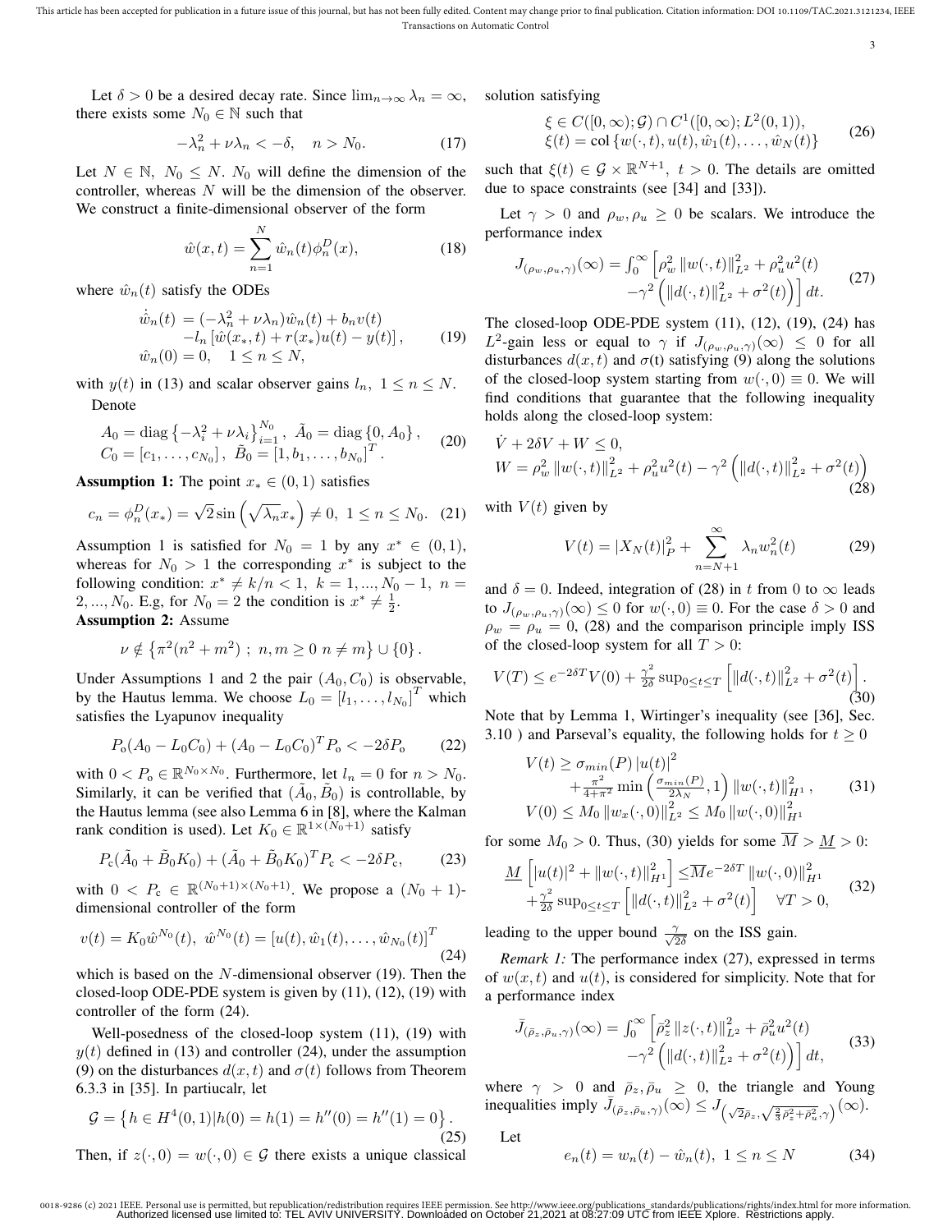Let $\delta > 0$ be a desired decay rate. Since $\lim_{n\to\infty} \lambda_n = \infty$, there exists some $N_0 \in \mathbb{N}$ such that

$$-\lambda_n^2 + \nu\lambda_n < -\delta, \quad n > N_0. \tag{17}$$

Let $N \in \mathbb{N}$, $N_0 \leq N$. $N_0$ will define the dimension of the controller, whereas $N$ will be the dimension of the observer. We construct a finite-dimensional observer of the form

$$\hat{w}(x,t) = \sum_{n=1}^{N} \hat{w}_n(t)\phi_n^D(x), \tag{18}$$

where $\hat{w}_n(t)$ satisfy the ODEs

$$\begin{aligned} \dot{\hat{w}}_n(t) &= (-\lambda_n^2 + \nu\lambda_n)\hat{w}_n(t) + b_n v(t) \\ &\quad - l_n\left[\hat{w}(x_*,t) + r(x_*)u(t) - y(t)\right], \\ \hat{w}_n(0) &= 0, \quad 1 \leq n \leq N, \end{aligned} \tag{19}$$

with $y(t)$ in (13) and scalar observer gains $l_n$, $1 \leq n \leq N$.

Denote

$$\begin{aligned} &A_0 = \operatorname{diag}\left\{-\lambda_i^2 + \nu\lambda_i\right\}_{i=1}^{N_0}, \ \tilde{A}_0 = \operatorname{diag}\left\{0, A_0\right\}, \\ &C_0 = [c_1,\ldots,c_{N_0}], \ \tilde{B}_0 = [1, b_1, \ldots, b_{N_0}]^T. \end{aligned} \tag{20}$$

**Assumption 1:** The point $x_* \in (0,1)$ satisfies

$$c_n = \phi_n^D(x_*) = \sqrt{2}\sin\left(\sqrt{\lambda_n}x_*\right) \neq 0, \ 1 \leq n \leq N_0. \tag{21}$$

Assumption 1 is satisfied for $N_0 = 1$ by any $x^* \in (0,1)$, whereas for $N_0 > 1$ the corresponding $x^*$ is subject to the following condition: $x^* \neq k/n < 1$, $k = 1,...,N_0-1$, $n = 2,...,N_0$. E.g, for $N_0 = 2$ the condition is $x^* \neq \frac{1}{2}$.

**Assumption 2:** Assume

$$\nu \notin \left\{\pi^2(n^2+m^2) \ ; \ n,m \geq 0 \ n \neq m\right\} \cup \{0\}.$$

Under Assumptions 1 and 2 the pair $(A_0, C_0)$ is observable, by the Hautus lemma. We choose $L_0 = \left[l_1,\ldots,l_{N_0}\right]^T$ which satisfies the Lyapunov inequality

$$P_o(A_0 - L_0C_0) + (A_0 - L_0C_0)^T P_o < -2\delta P_o \tag{22}$$

with $0 < P_o \in \mathbb{R}^{N_0\times N_0}$. Furthermore, let $l_n = 0$ for $n > N_0$. Similarly, it can be verified that $(\tilde{A}_0, \tilde{B}_0)$ is controllable, by the Hautus lemma (see also Lemma 6 in [8], where the Kalman rank condition is used). Let $K_0 \in \mathbb{R}^{1\times(N_0+1)}$ satisfy

$$P_c(\tilde{A}_0 + \tilde{B}_0K_0) + (\tilde{A}_0 + \tilde{B}_0K_0)^T P_c < -2\delta P_c, \tag{23}$$

with $0 < P_c \in \mathbb{R}^{(N_0+1)\times(N_0+1)}$. We propose a $(N_0+1)$-dimensional controller of the form

$$v(t) = K_0\hat{w}^{N_0}(t), \ \hat{w}^{N_0}(t) = \left[u(t), \hat{w}_1(t), \ldots, \hat{w}_{N_0}(t)\right]^T \tag{24}$$

which is based on the $N$-dimensional observer (19). Then the closed-loop ODE-PDE system is given by (11), (12), (19) with controller of the form (24).

Well-posedness of the closed-loop system (11), (19) with $y(t)$ defined in (13) and controller (24), under the assumption (9) on the disturbances $d(x,t)$ and $\sigma(t)$ follows from Theorem 6.3.3 in [35]. In partiucalr, let

$$\mathcal{G} = \left\{h \in H^4(0,1) | h(0) = h(1) = h''(0) = h''(1) = 0\right\}. \tag{25}$$

Then, if $z(\cdot,0) = w(\cdot,0) \in \mathcal{G}$ there exists a unique classical solution satisfying

$$\begin{aligned} &\xi \in C([0,\infty);\mathcal{G}) \cap C^1([0,\infty);L^2(0,1)), \\ &\xi(t) = \operatorname{col}\left\{w(\cdot,t), u(t), \hat{w}_1(t), \ldots, \hat{w}_N(t)\right\} \end{aligned} \tag{26}$$

such that $\xi(t) \in \mathcal{G} \times \mathbb{R}^{N+1}$, $t > 0$. The details are omitted due to space constraints (see [34] and [33]).

Let $\gamma > 0$ and $\rho_w, \rho_u \geq 0$ be scalars. We introduce the performance index

$$\begin{aligned} J_{(\rho_w,\rho_u,\gamma)}(\infty) = \textstyle\int_0^\infty \Big[&\rho_w^2 \left\|w(\cdot,t)\right\|_{L^2}^2 + \rho_u^2 u^2(t) \\ &-\gamma^2\left(\left\|d(\cdot,t)\right\|_{L^2}^2 + \sigma^2(t)\right)\Big]\, dt. \end{aligned} \tag{27}$$

The closed-loop ODE-PDE system (11), (12), (19), (24) has $L^2$-gain less or equal to $\gamma$ if $J_{(\rho_w,\rho_u,\gamma)}(\infty) \leq 0$ for all disturbances $d(x,t)$ and $\sigma(t)$ satisfying (9) along the solutions of the closed-loop system starting from $w(\cdot,0) \equiv 0$. We will find conditions that guarantee that the following inequality holds along the closed-loop system:

$$\begin{aligned} &\dot{V} + 2\delta V + W \leq 0, \\ &W = \rho_w^2 \left\|w(\cdot,t)\right\|_{L^2}^2 + \rho_u^2 u^2(t) - \gamma^2\left(\left\|d(\cdot,t)\right\|_{L^2}^2 + \sigma^2(t)\right) \end{aligned} \tag{28}$$

with $V(t)$ given by

$$V(t) = |X_N(t)|_P^2 + \sum_{n=N+1}^{\infty} \lambda_n w_n^2(t) \tag{29}$$

and $\delta = 0$. Indeed, integration of (28) in $t$ from 0 to $\infty$ leads to $J_{(\rho_w,\rho_u,\gamma)}(\infty) \leq 0$ for $w(\cdot,0) \equiv 0$. For the case $\delta > 0$ and $\rho_w = \rho_u = 0$, (28) and the comparison principle imply ISS of the closed-loop system for all $T > 0$:

$$V(T) \leq e^{-2\delta T}V(0) + \tfrac{\gamma^2}{2\delta}\sup_{0\leq t\leq T}\left[\left\|d(\cdot,t)\right\|_{L^2}^2 + \sigma^2(t)\right]. \tag{30}$$

Note that by Lemma 1, Wirtinger's inequality (see [36], Sec. 3.10 ) and Parseval's equality, the following holds for $t \geq 0$

$$\begin{aligned} V(t) &\geq \sigma_{min}(P)\left|u(t)\right|^2 \\ &\quad + \tfrac{\pi^2}{4+\pi^2}\min\left(\tfrac{\sigma_{min}(P)}{2\lambda_N}, 1\right)\left\|w(\cdot,t)\right\|_{H^1}^2, \\ V(0) &\leq M_0\left\|w_x(\cdot,0)\right\|_{L^2}^2 \leq M_0\left\|w(\cdot,0)\right\|_{H^1}^2 \end{aligned} \tag{31}$$

for some $M_0 > 0$. Thus, (30) yields for some $\overline{M} > \underline{M} > 0$:

$$\begin{aligned} \underline{M}\left[|u(t)|^2 + \left\|w(\cdot,t)\right\|_{H^1}^2\right] &\leq \overline{M}e^{-2\delta T}\left\|w(\cdot,0)\right\|_{H^1}^2 \\ &\quad + \tfrac{\gamma^2}{2\delta}\sup_{0\leq t\leq T}\left[\left\|d(\cdot,t)\right\|_{L^2}^2 + \sigma^2(t)\right] \quad \forall T > 0, \end{aligned} \tag{32}$$

leading to the upper bound $\frac{\gamma}{\sqrt{2\delta}}$ on the ISS gain.

*Remark 1:* The performance index (27), expressed in terms of $w(x,t)$ and $u(t)$, is considered for simplicity. Note that for a performance index

$$\begin{aligned} \bar{J}_{(\bar{\rho}_z,\bar{\rho}_u,\gamma)}(\infty) = \textstyle\int_0^\infty \Big[&\bar{\rho}_z^2 \left\|z(\cdot,t)\right\|_{L^2}^2 + \bar{\rho}_u^2 u^2(t) \\ &-\gamma^2\left(\left\|d(\cdot,t)\right\|_{L^2}^2 + \sigma^2(t)\right)\Big]\, dt, \end{aligned} \tag{33}$$

where $\gamma > 0$ and $\bar{\rho}_z, \bar{\rho}_u \geq 0$, the triangle and Young inequalities imply $\bar{J}_{(\bar{\rho}_z,\bar{\rho}_u,\gamma)}(\infty) \leq J_{\left(\sqrt{2}\bar{\rho}_z, \sqrt{\frac{2}{3}\bar{\rho}_z^2 + \bar{\rho}_u^2}, \gamma\right)}(\infty)$.

Let

$$e_n(t) = w_n(t) - \hat{w}_n(t), \ 1 \leq n \leq N \tag{34}$$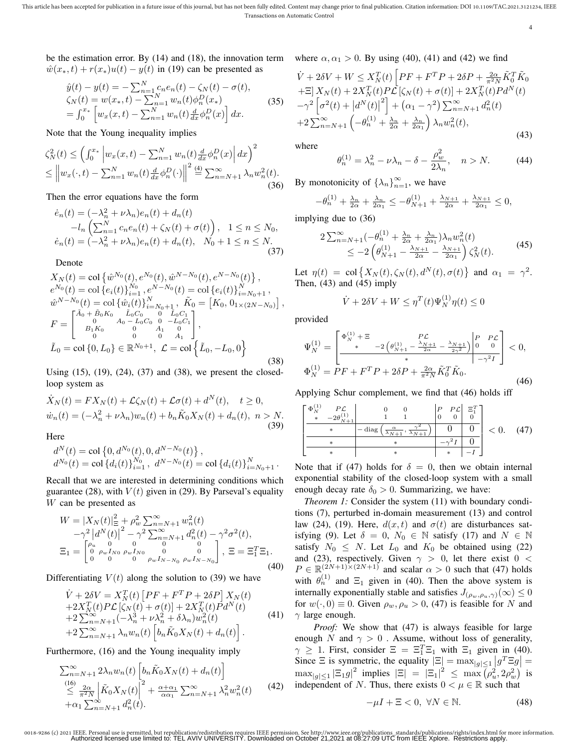be the estimation error. By (14) and (18), the innovation term $\hat{w}(x_*,t)+r(x_*)u(t)-y(t)$ in (19) can be presented as

$$
\begin{aligned}
&\hat{y}(t)-y(t) = -\sum_{n=1}^{N} c_n e_n(t) - \zeta_N(t) - \sigma(t),\\
&\zeta_N(t) = w(x_*,t) - \sum_{n=1}^{N} w_n(t)\phi_n^D(x_*)\\
&= \int_0^{x_*}\left[w_x(x,t) - \sum_{n=1}^{N} w_n(t)\tfrac{d}{dx}\phi_n^D(x)\right]dx.
\end{aligned}
\tag{35}
$$

Note that the Young inequality implies

$$
\begin{aligned}
\zeta_N^2(t) &\le \left(\int_0^{x_*}\left|w_x(x,t) - \sum_{n=1}^{N} w_n(t)\tfrac{d}{dx}\phi_n^D(x)\right|dx\right)^2\\
&\le \left\|w_x(\cdot,t) - \sum_{n=1}^{N} w_n(t)\tfrac{d}{dx}\phi_n^D(\cdot)\right\|^2 \overset{(4)}{=} \sum_{n=N+1}^{\infty}\lambda_n w_n^2(t).
\end{aligned}
\tag{36}
$$

Then the error equations have the form

$$
\begin{aligned}
\dot{e}_n(t) &= (-\lambda_n^2+\nu\lambda_n)e_n(t) + d_n(t)\\
&\quad - l_n\left(\sum_{n=1}^{N} c_n e_n(t) + \zeta_N(t) + \sigma(t)\right), \quad 1\le n\le N_0,\\
\dot{e}_n(t) &= (-\lambda_n^2+\nu\lambda_n)e_n(t) + d_n(t), \quad N_0+1\le n\le N.
\end{aligned}
\tag{37}
$$

Denote

$$
\begin{aligned}
&X_N(t) = \mathrm{col}\left\{\hat{w}^{N_0}(t), e^{N_0}(t), \hat{w}^{N-N_0}(t), e^{N-N_0}(t)\right\},\\
&e^{N_0}(t) = \mathrm{col}\left\{e_i(t)\right\}_{i=1}^{N_0},\, e^{N-N_0}(t) = \mathrm{col}\left\{e_i(t)\right\}_{i=N_0+1}^{N},\\
&\hat{w}^{N-N_0}(t) = \mathrm{col}\left\{\hat{w}_i(t)\right\}_{i=N_0+1}^{N},\ \tilde{K}_0 = \left[K_0,\ 0_{1\times(2N-N_0)}\right],\\
&F = \begin{bmatrix} \tilde{A}_0+\tilde{B}_0K_0 & \tilde{L}_0C_0 & 0 & \tilde{L}_0C_1\\ 0 & A_0-L_0C_0 & 0 & -L_0C_1\\ B_1K_0 & 0 & A_1 & 0\\ 0 & 0 & 0 & A_1\end{bmatrix},\\
&\tilde{L}_0 = \mathrm{col}\left\{0, L_0\right\}\in\mathbb{R}^{N_0+1},\ \mathcal{L} = \mathrm{col}\left\{\tilde{L}_0, -L_0, 0\right\}
\end{aligned}
\tag{38}
$$

Using (15), (19), (24), (37) and (38), we present the closed-loop system as

$$
\begin{aligned}
&\dot{X}_N(t) = FX_N(t) + \mathcal{L}\zeta_N(t) + \mathcal{L}\sigma(t) + d^N(t), \quad t\ge 0,\\
&\dot{w}_n(t) = (-\lambda_n^2+\nu\lambda_n)w_n(t) + b_n\tilde{K}_0X_N(t) + d_n(t),\ n>N.
\end{aligned}
\tag{39}
$$

Here

$$
\begin{aligned}
&d^N(t) = \mathrm{col}\left\{0, d^{N_0}(t), 0, d^{N-N_0}(t)\right\},\\
&d^{N_0}(t) = \mathrm{col}\left\{d_i(t)\right\}_{i=1}^{N_0},\ d^{N-N_0}(t) = \mathrm{col}\left\{d_i(t)\right\}_{i=N_0+1}^{N}.
\end{aligned}
$$

Recall that we are interested in determining conditions which guarantee (28), with $V(t)$ given in (29). By Parseval's equality $W$ can be presented as

$$
\begin{aligned}
W &= \left|X_N(t)\right|_{\Xi}^2 + \rho_w^2\sum_{n=N+1}^{\infty} w_n^2(t)\\
&\quad -\gamma^2\left|d^N(t)\right|^2 - \gamma^2\sum_{n=N+1}^{\infty} d_n^2(t) - \gamma^2\sigma^2(t),\\
\Xi_1 &= \begin{bmatrix} \rho_u & 0 & 0 & 0 & 0\\ 0 & \rho_w I_{N_0} & \rho_w I_{N_0} & 0 & 0\\ 0 & 0 & 0 & \rho_w I_{N-N_0} & \rho_w I_{N-N_0}\end{bmatrix},\ \Xi = \Xi_1^T\Xi_1.
\end{aligned}
\tag{40}
$$

Differentiating $V(t)$ along the solution to (39) we have

$$
\begin{aligned}
\dot{V} + 2\delta V &= X_N^T(t)\left[PF + F^TP + 2\delta P\right]X_N(t)\\
&\quad + 2X_N^T(t)P\mathcal{L}\left[\zeta_N(t) + \sigma(t)\right] + 2X_N^T(t)Pd^N(t)\\
&\quad + 2\sum_{n=N+1}^{\infty}(-\lambda_n^3 + \nu\lambda_n^2 + \delta\lambda_n)w_n^2(t)\\
&\quad + 2\sum_{n=N+1}^{\infty}\lambda_n w_n(t)\left[b_n\tilde{K}_0X_N(t) + d_n(t)\right].
\end{aligned}
\tag{41}
$$

Furthermore, (16) and the Young inequality imply

$$
\begin{aligned}
&\sum_{n=N+1}^{\infty} 2\lambda_n w_n(t)\left[b_n\tilde{K}_0X_N(t) + d_n(t)\right]\\
&\overset{(16)}{\le} \tfrac{2\alpha}{\pi^2N}\left|\tilde{K}_0X_N(t)\right|^2 + \tfrac{\alpha+\alpha_1}{\alpha\alpha_1}\sum_{n=N+1}^{\infty}\lambda_n^2 w_n^2(t)\\
&\quad + \alpha_1\sum_{n=N+1}^{\infty} d_n^2(t).
\end{aligned}
\tag{42}
$$

where $\alpha, \alpha_1 > 0$. By using (40), (41) and (42) we find

$$
\begin{aligned}
&\dot{V} + 2\delta V + W \le X_N^T(t)\left[PF + F^TP + 2\delta P + \tfrac{2\alpha}{\pi^2N}\tilde{K}_0^T\tilde{K}_0\right.\\
&\left.+\Xi\right]X_N(t) + 2X_N^T(t)P\mathcal{L}\left[\zeta_N(t) + \sigma(t)\right] + 2X_N^T(t)Pd^N(t)\\
&-\gamma^2\left[\sigma^2(t) + \left|d^N(t)\right|^2\right] + \left(\alpha_1 - \gamma^2\right)\sum_{n=N+1}^{\infty} d_n^2(t)\\
&+2\sum_{n=N+1}^{\infty}\left(-\theta_n^{(1)} + \tfrac{\lambda_n}{2\alpha} + \tfrac{\lambda_n}{2\alpha_1}\right)\lambda_n w_n^2(t),
\end{aligned}
\tag{43}
$$

where

$$
\theta_n^{(1)} = \lambda_n^2 - \nu\lambda_n - \delta - \frac{\rho_w^2}{2\lambda_n}, \quad n > N.
\tag{44}
$$

By monotonicity of $\{\lambda_n\}_{n=1}^{\infty}$, we have

$$
-\theta_n^{(1)} + \tfrac{\lambda_n}{2\alpha} + \tfrac{\lambda_n}{2\alpha_1} \le -\theta_{N+1}^{(1)} + \tfrac{\lambda_{N+1}}{2\alpha} + \tfrac{\lambda_{N+1}}{2\alpha_1} \le 0,
$$

implying due to (36)

$$
\begin{aligned}
&2\sum_{n=N+1}^{\infty}(-\theta_n^{(1)} + \tfrac{\lambda_n}{2\alpha} + \tfrac{\lambda_n}{2\alpha_1})\lambda_n w_n^2(t)\\
&\le -2\left(\theta_{N+1}^{(1)} - \tfrac{\lambda_{N+1}}{2\alpha} - \tfrac{\lambda_{N+1}}{2\alpha_1}\right)\zeta_N^2(t).
\end{aligned}
\tag{45}
$$

Let $\eta(t) = \mathrm{col}\left\{X_N(t), \zeta_N(t), d^N(t), \sigma(t)\right\}$ and $\alpha_1 = \gamma^2$. Then, (43) and (45) imply

$$
\dot{V} + 2\delta V + W \le \eta^T(t)\Psi_N^{(1)}\eta(t) \le 0
$$

provided

$$
\begin{aligned}
&\Psi_N^{(1)} = \left[\begin{array}{cc|cc} \Phi_N^{(1)} + \Xi & P\mathcal{L} & P & P\mathcal{L}\\ * & -2\left(\theta_{N+1}^{(1)} - \frac{\lambda_{N+1}}{2\alpha} - \frac{\lambda_{N+1}}{2\gamma^2}\right) & 0 & 0\\ \hline & * & & -\gamma^2 I\end{array}\right] < 0,\\
&\Phi_N^{(1)} = PF + F^TP + 2\delta P + \tfrac{2\alpha}{\pi^2N}\tilde{K}_0^T\tilde{K}_0.
\end{aligned}
\tag{46}
$$

Applying Schur complement, we find that (46) holds iff

$$
\left[\begin{array}{cc|cc|cc|c} \Phi_N^{(1)} & P\mathcal{L} & 0 & 0 & P & P\mathcal{L} & \Xi_1^T\\ * & -2\theta_{N+1}^{(1)} & 1 & 1 & 0 & 0 & 0\\ \hline & * & \multicolumn{2}{c|}{-\,\mathrm{diag}\left(\frac{\alpha}{\lambda_{N+1}}, \frac{\gamma^2}{\lambda_{N+1}}\right)} & 0 & & 0\\ \hline & * & & * & -\gamma^2 I & & 0\\ \hline & * & & * & * & & -I\end{array}\right] < 0.
\tag{47}
$$

Note that if (47) holds for $\delta = 0$, then we obtain internal exponential stability of the closed-loop system with a small enough decay rate $\delta_0 > 0$. Summarizing, we have:

*Theorem 1:* Consider the system (11) with boundary conditions (7), perturbed in-domain measurement (13) and control law (24), (19). Here, $d(x,t)$ and $\sigma(t)$ are disturbances satisfying (9). Let $\delta = 0$, $N_0 \in \mathbb{N}$ satisfy (17) and $N \in \mathbb{N}$ satisfy $N_0 \le N$. Let $L_0$ and $K_0$ be obtained using (22) and (23), respectively. Given $\gamma > 0$, let there exist $0 < P \in \mathbb{R}^{(2N+1)\times(2N+1)}$ and scalar $\alpha > 0$ such that (47) holds with $\theta_n^{(1)}$ and $\Xi_1$ given in (40). Then the above system is internally exponentially stable and satisfies $J_{(\rho_w,\rho_u,\gamma)}(\infty) \le 0$ for $w(\cdot,0) \equiv 0$. Given $\rho_w, \rho_u > 0$, (47) is feasible for $N$ and $\gamma$ large enough.

*Proof:* We show that (47) is always feasible for large enough $N$ and $\gamma > 0$ . Assume, without loss of generality, $\gamma \ge 1$. First, consider $\Xi = \Xi_1^T\Xi_1$ with $\Xi_1$ given in (40). Since $\Xi$ is symmetric, the equality $|\Xi| = \max_{|g|\le 1}\left|g^T\Xi g\right| = \max_{|g|\le 1}\left|\Xi_1 g\right|^2$ implies $|\Xi| = \left|\Xi_1\right|^2 \le \max\left(\rho_u^2, 2\rho_w^2\right)$ is independent of $N$. Thus, there exists $0 < \mu \in \mathbb{R}$ such that

$$
-\mu I + \Xi < 0, \ \forall N \in \mathbb{N}.
\tag{48}
$$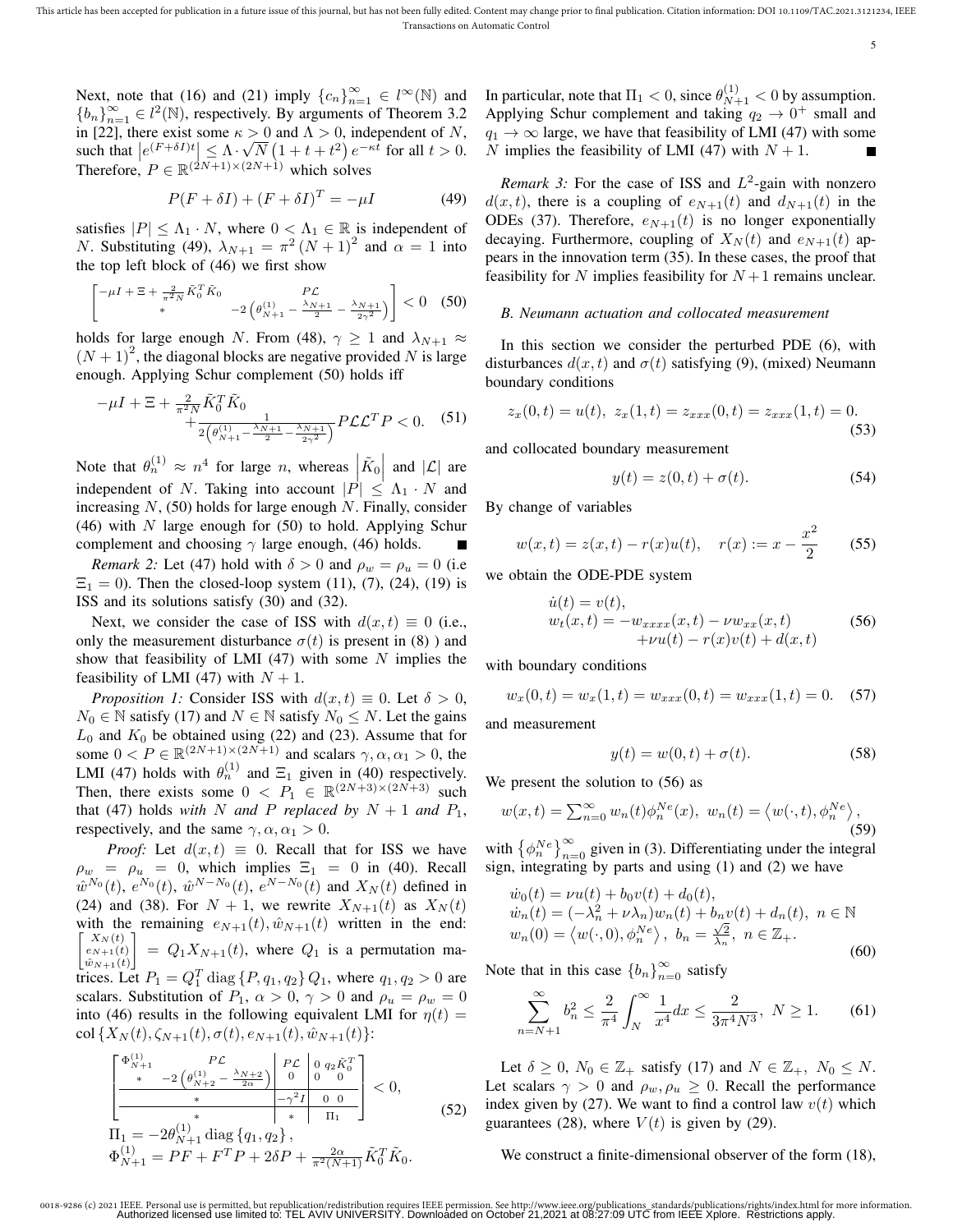Next, note that (16) and (21) imply $\{c_n\}_{n=1}^{\infty} \in l^{\infty}(\mathbb{N})$ and $\{b_n\}_{n=1}^{\infty} \in l^2(\mathbb{N})$, respectively. By arguments of Theorem 3.2 in [22], there exist some $\kappa > 0$ and $\Lambda > 0$, independent of $N$, such that $\left|e^{(F+\delta I)t}\right| \leq \Lambda \cdot \sqrt{N}\left(1+t+t^2\right)e^{-\kappa t}$ for all $t > 0$. Therefore, $P \in \mathbb{R}^{(2N+1)\times(2N+1)}$ which solves

$$P(F+\delta I) + (F+\delta I)^T = -\mu I \tag{49}$$

satisfies $|P| \leq \Lambda_1 \cdot N$, where $0 < \Lambda_1 \in \mathbb{R}$ is independent of $N$. Substituting (49), $\lambda_{N+1} = \pi^2(N+1)^2$ and $\alpha = 1$ into the top left block of (46) we first show

$$\begin{bmatrix} -\mu I + \Xi + \frac{2}{\pi^2 N}\tilde{K}_0^T\tilde{K}_0 & P\mathcal{L} \\ * & -2\left(\theta_{N+1}^{(1)} - \frac{\lambda_{N+1}}{2} - \frac{\lambda_{N+1}}{2\gamma^2}\right) \end{bmatrix} < 0 \tag{50}$$

holds for large enough $N$. From (48), $\gamma \geq 1$ and $\lambda_{N+1} \approx (N+1)^2$, the diagonal blocks are negative provided $N$ is large enough. Applying Schur complement (50) holds iff

$$\begin{aligned} -\mu I + \Xi + \frac{2}{\pi^2 N}\tilde{K}_0^T\tilde{K}_0 \\ + \frac{1}{2\left(\theta_{N+1}^{(1)} - \frac{\lambda_{N+1}}{2} - \frac{\lambda_{N+1}}{2\gamma^2}\right)} P\mathcal{L}\mathcal{L}^T P < 0. \end{aligned} \tag{51}$$

Note that $\theta_n^{(1)} \approx n^4$ for large $n$, whereas $\left|\tilde{K}_0\right|$ and $|\mathcal{L}|$ are independent of $N$. Taking into account $|P| \leq \Lambda_1 \cdot N$ and increasing $N$, (50) holds for large enough $N$. Finally, consider (46) with $N$ large enough for (50) to hold. Applying Schur complement and choosing $\gamma$ large enough, (46) holds. ∎

*Remark 2:* Let (47) hold with $\delta > 0$ and $\rho_w = \rho_u = 0$ (i.e $\Xi_1 = 0$). Then the closed-loop system (11), (7), (24), (19) is ISS and its solutions satisfy (30) and (32).

Next, we consider the case of ISS with $d(x,t) \equiv 0$ (i.e., only the measurement disturbance $\sigma(t)$ is present in (8) ) and show that feasibility of LMI (47) with some $N$ implies the feasibility of LMI (47) with $N+1$.

*Proposition 1:* Consider ISS with $d(x,t) \equiv 0$. Let $\delta > 0$, $N_0 \in \mathbb{N}$ satisfy (17) and $N \in \mathbb{N}$ satisfy $N_0 \leq N$. Let the gains $L_0$ and $K_0$ be obtained using (22) and (23). Assume that for some $0 < P \in \mathbb{R}^{(2N+1)\times(2N+1)}$ and scalars $\gamma, \alpha, \alpha_1 > 0$, the LMI (47) holds with $\theta_n^{(1)}$ and $\Xi_1$ given in (40) respectively. Then, there exists some $0 < P_1 \in \mathbb{R}^{(2N+3)\times(2N+3)}$ such that (47) holds *with $N$ and $P$ replaced by $N+1$ and $P_1$*, respectively, and the same $\gamma, \alpha, \alpha_1 > 0$.

*Proof:* Let $d(x,t) \equiv 0$. Recall that for ISS we have $\rho_w = \rho_u = 0$, which implies $\Xi_1 = 0$ in (40). Recall $\hat{w}^{N_0}(t)$, $e^{N_0}(t)$, $\hat{w}^{N-N_0}(t)$, $e^{N-N_0}(t)$ and $X_N(t)$ defined in (24) and (38). For $N+1$, we rewrite $X_{N+1}(t)$ as $X_N(t)$ with the remaining $e_{N+1}(t), \hat{w}_{N+1}(t)$ written in the end: $\begin{bmatrix} X_N(t) \\ e_{N+1}(t) \\ \hat{w}_{N+1}(t) \end{bmatrix} = Q_1 X_{N+1}(t)$, where $Q_1$ is a permutation matrices. Let $P_1 = Q_1^T \operatorname{diag}\{P, q_1, q_2\} Q_1$, where $q_1, q_2 > 0$ are scalars. Substitution of $P_1$, $\alpha > 0$, $\gamma > 0$ and $\rho_u = \rho_w = 0$ into (46) results in the following equivalent LMI for $\eta(t) = \operatorname{col}\{X_N(t), \zeta_{N+1}(t), \sigma(t), e_{N+1}(t), \hat{w}_{N+1}(t)\}$:

$$\left[\begin{array}{cc|c|cc} \Phi_{N+1}^{(1)} & P\mathcal{L} & P\mathcal{L} & 0 & q_2\tilde{K}_0^T \\ * & -2\left(\theta_{N+2}^{(1)} - \frac{\lambda_{N+2}}{2\alpha}\right) & 0 & 0 & 0 \\ \hline * & & -\gamma^2 I & 0 & 0 \\ \hline * & & * & \Pi_1 & \end{array}\right] < 0, \tag{52}$$

$$\Pi_1 = -2\theta_{N+1}^{(1)} \operatorname{diag}\{q_1, q_2\},$$

$$\Phi_{N+1}^{(1)} = PF + F^T P + 2\delta P + \frac{2\alpha}{\pi^2(N+1)}\tilde{K}_0^T\tilde{K}_0.$$

In particular, note that $\Pi_1 < 0$, since $\theta_{N+1}^{(1)} < 0$ by assumption. Applying Schur complement and taking $q_2 \to 0^+$ small and $q_1 \to \infty$ large, we have that feasibility of LMI (47) with some $N$ implies the feasibility of LMI (47) with $N+1$. ∎

*Remark 3:* For the case of ISS and $L^2$-gain with nonzero $d(x,t)$, there is a coupling of $e_{N+1}(t)$ and $d_{N+1}(t)$ in the ODEs (37). Therefore, $e_{N+1}(t)$ is no longer exponentially decaying. Furthermore, coupling of $X_N(t)$ and $e_{N+1}(t)$ appears in the innovation term (35). In these cases, the proof that feasibility for $N$ implies feasibility for $N+1$ remains unclear.

### B. Neumann actuation and collocated measurement

In this section we consider the perturbed PDE (6), with disturbances $d(x,t)$ and $\sigma(t)$ satisfying (9), (mixed) Neumann boundary conditions

$$z_x(0,t) = u(t), \; z_x(1,t) = z_{xxx}(0,t) = z_{xxx}(1,t) = 0. \tag{53}$$

and collocated boundary measurement

$$y(t) = z(0,t) + \sigma(t). \tag{54}$$

By change of variables

$$w(x,t) = z(x,t) - r(x)u(t), \quad r(x) := x - \frac{x^2}{2} \tag{55}$$

we obtain the ODE-PDE system

$$\begin{aligned} \dot{u}(t) &= v(t), \\ w_t(x,t) &= -w_{xxxx}(x,t) - \nu w_{xx}(x,t) \\ &\quad + \nu u(t) - r(x)v(t) + d(x,t) \end{aligned} \tag{56}$$

with boundary conditions

$$w_x(0,t) = w_x(1,t) = w_{xxx}(0,t) = w_{xxx}(1,t) = 0. \tag{57}$$

and measurement

$$y(t) = w(0,t) + \sigma(t). \tag{58}$$

We present the solution to (56) as

$$w(x,t) = \sum_{n=0}^{\infty} w_n(t)\phi_n^{Ne}(x), \; w_n(t) = \left\langle w(\cdot,t), \phi_n^{Ne}\right\rangle, \tag{59}$$

with $\left\{\phi_n^{Ne}\right\}_{n=0}^{\infty}$ given in (3). Differentiating under the integral sign, integrating by parts and using (1) and (2) we have

$$\begin{aligned} &\dot{w}_0(t) = \nu u(t) + b_0 v(t) + d_0(t), \\ &\dot{w}_n(t) = (-\lambda_n^2 + \nu\lambda_n)w_n(t) + b_n v(t) + d_n(t), \; n \in \mathbb{N} \\ &w_n(0) = \left\langle w(\cdot,0), \phi_n^{Ne}\right\rangle, \; b_n = \tfrac{\sqrt{2}}{\lambda_n}, \; n \in \mathbb{Z}_+. \end{aligned} \tag{60}$$

Note that in this case $\{b_n\}_{n=0}^{\infty}$ satisfy

$$\sum_{n=N+1}^{\infty} b_n^2 \leq \frac{2}{\pi^4}\int_N^{\infty}\frac{1}{x^4}dx \leq \frac{2}{3\pi^4 N^3}, \; N \geq 1. \tag{61}$$

Let $\delta \geq 0$, $N_0 \in \mathbb{Z}_+$ satisfy (17) and $N \in \mathbb{Z}_+$, $N_0 \leq N$. Let scalars $\gamma > 0$ and $\rho_w, \rho_u \geq 0$. Recall the performance index given by (27). We want to find a control law $v(t)$ which guarantees (28), where $V(t)$ is given by (29).

We construct a finite-dimensional observer of the form (18),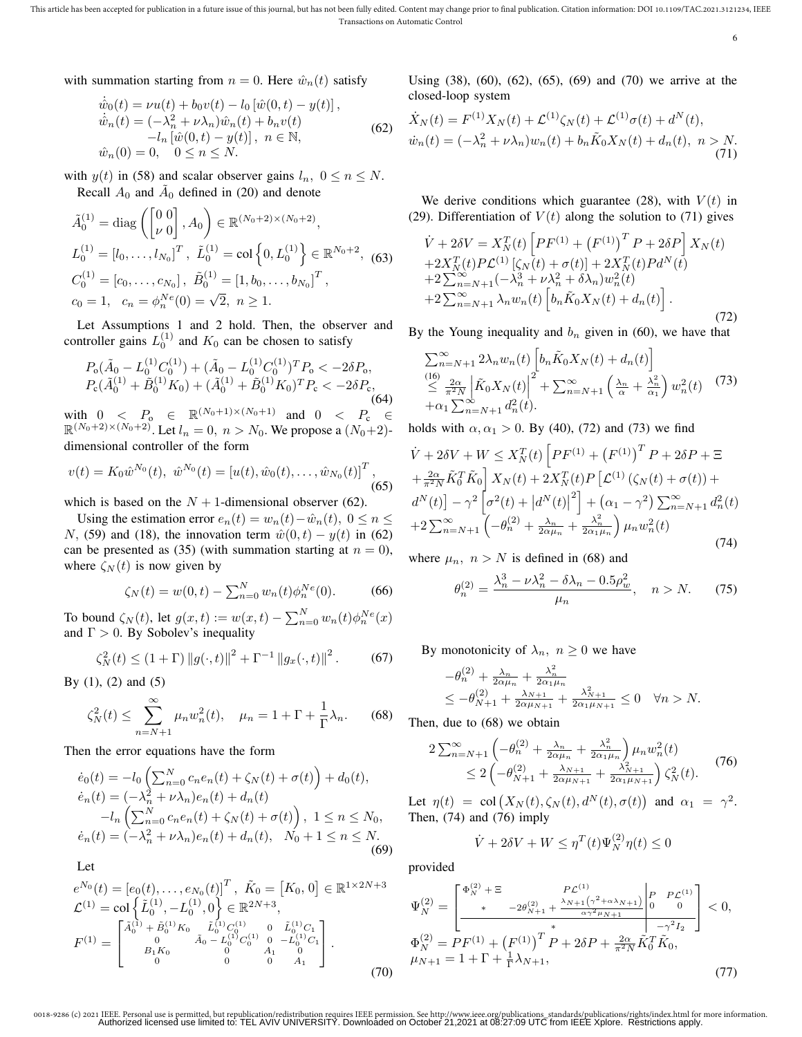with summation starting from $n=0$. Here $\hat{w}_n(t)$ satisfy

$$
\begin{aligned}
&\dot{\hat{w}}_0(t) = \nu u(t) + b_0 v(t) - l_0\left[\hat{w}(0,t) - y(t)\right],\\
&\dot{\hat{w}}_n(t) = (-\lambda_n^2 + \nu\lambda_n)\hat{w}_n(t) + b_n v(t)\\
&\qquad -l_n\left[\hat{w}(0,t) - y(t)\right],\ n\in\mathbb{N},\\
&\hat{w}_n(0) = 0, \quad 0\le n\le N.
\end{aligned}
\tag{62}
$$

with $y(t)$ in (58) and scalar observer gains $l_n,\ 0\le n\le N$.

Recall $A_0$ and $\tilde{A}_0$ defined in (20) and denote

$$
\begin{aligned}
&\tilde{A}_0^{(1)} = \mathrm{diag}\left(\begin{bmatrix}0 & 0\\ \nu & 0\end{bmatrix}, A_0\right)\in\mathbb{R}^{(N_0+2)\times(N_0+2)},\\
&L_0^{(1)} = \left[l_0,\dots,l_{N_0}\right]^T,\ \tilde{L}_0^{(1)} = \mathrm{col}\left\{0, L_0^{(1)}\right\}\in\mathbb{R}^{N_0+2},\\
&C_0^{(1)} = \left[c_0,\dots,c_{N_0}\right],\ \tilde{B}_0^{(1)} = \left[1, b_0,\dots,b_{N_0}\right]^T,\\
&c_0 = 1,\quad c_n = \phi_n^{Ne}(0) = \sqrt{2},\ n\ge 1.
\end{aligned}
\tag{63}
$$

Let Assumptions 1 and 2 hold. Then, the observer and controller gains $L_0^{(1)}$ and $K_0$ can be chosen to satisfy

$$
\begin{aligned}
&P_{\mathrm{o}}(\tilde{A}_0 - L_0^{(1)}C_0^{(1)}) + (\tilde{A}_0 - L_0^{(1)}C_0^{(1)})^T P_{\mathrm{o}} < -2\delta P_{\mathrm{o}},\\
&P_{\mathrm{c}}(\tilde{A}_0^{(1)} + \tilde{B}_0^{(1)}K_0) + (\tilde{A}_0^{(1)} + \tilde{B}_0^{(1)}K_0)^T P_{\mathrm{c}} < -2\delta P_{\mathrm{c}},
\end{aligned}
\tag{64}
$$

with $0 < P_{\mathrm{o}} \in \mathbb{R}^{(N_0+1)\times(N_0+1)}$ and $0 < P_{\mathrm{c}} \in \mathbb{R}^{(N_0+2)\times(N_0+2)}$. Let $l_n = 0,\ n > N_0$. We propose a $(N_0+2)$-dimensional controller of the form

$$
v(t) = K_0\hat{w}^{N_0}(t),\ \hat{w}^{N_0}(t) = \left[u(t), \hat{w}_0(t),\dots,\hat{w}_{N_0}(t)\right]^T,
\tag{65}
$$

which is based on the $N+1$-dimensional observer (62).

Using the estimation error $e_n(t) = w_n(t) - \hat{w}_n(t),\ 0\le n\le N$, (59) and (18), the innovation term $\hat{w}(0,t) - y(t)$ in (62) can be presented as (35) (with summation starting at $n=0$), where $\zeta_N(t)$ is now given by

$$
\zeta_N(t) = w(0,t) - \textstyle\sum_{n=0}^N w_n(t)\phi_n^{Ne}(0).
\tag{66}
$$

To bound $\zeta_N(t)$, let $g(x,t) := w(x,t) - \sum_{n=0}^N w_n(t)\phi_n^{Ne}(x)$ and $\Gamma > 0$. By Sobolev's inequality

$$
\zeta_N^2(t) \le (1+\Gamma)\left\|g(\cdot,t)\right\|^2 + \Gamma^{-1}\left\|g_x(\cdot,t)\right\|^2.
\tag{67}
$$

By (1), (2) and (5)

$$
\zeta_N^2(t) \le \sum_{n=N+1}^\infty \mu_n w_n^2(t),\quad \mu_n = 1 + \Gamma + \frac{1}{\Gamma}\lambda_n.
\tag{68}
$$

Then the error equations have the form

$$
\begin{aligned}
&\dot{e}_0(t) = -l_0\left(\textstyle\sum_{n=0}^N c_n e_n(t) + \zeta_N(t) + \sigma(t)\right) + d_0(t),\\
&\dot{e}_n(t) = (-\lambda_n^2 + \nu\lambda_n)e_n(t) + d_n(t)\\
&\qquad -l_n\left(\textstyle\sum_{n=0}^N c_n e_n(t) + \zeta_N(t) + \sigma(t)\right),\ 1\le n\le N_0,\\
&\dot{e}_n(t) = (-\lambda_n^2 + \nu\lambda_n)e_n(t) + d_n(t),\quad N_0+1\le n\le N.
\end{aligned}
\tag{69}
$$

Let

$$
\begin{aligned}
&e^{N_0}(t) = \left[e_0(t),\dots,e_{N_0}(t)\right]^T,\ \tilde{K}_0 = \left[K_0, 0\right]\in\mathbb{R}^{1\times 2N+3}\\
&\mathcal{L}^{(1)} = \mathrm{col}\left\{\tilde{L}_0^{(1)}, -L_0^{(1)}, 0\right\}\in\mathbb{R}^{2N+3},\\
&F^{(1)} = \begin{bmatrix}
\tilde{A}_0^{(1)} + \tilde{B}_0^{(1)}K_0 & \tilde{L}_0^{(1)}C_0^{(1)} & 0 & \tilde{L}_0^{(1)}C_1\\
0 & \tilde{A}_0 - L_0^{(1)}C_0^{(1)} & 0 & -L_0^{(1)}C_1\\
B_1K_0 & 0 & A_1 & 0\\
0 & 0 & 0 & A_1
\end{bmatrix}.
\end{aligned}
\tag{70}
$$

Using (38), (60), (62), (65), (69) and (70) we arrive at the closed-loop system

$$
\begin{aligned}
&\dot{X}_N(t) = F^{(1)}X_N(t) + \mathcal{L}^{(1)}\zeta_N(t) + \mathcal{L}^{(1)}\sigma(t) + d^N(t),\\
&\dot{w}_n(t) = (-\lambda_n^2 + \nu\lambda_n)w_n(t) + b_n\tilde{K}_0X_N(t) + d_n(t),\ n > N.
\end{aligned}
\tag{71}
$$

We derive conditions which guarantee (28), with $V(t)$ in (29). Differentiation of $V(t)$ along the solution to (71) gives

$$
\begin{aligned}
&\dot{V} + 2\delta V = X_N^T(t)\left[PF^{(1)} + \left(F^{(1)}\right)^T P + 2\delta P\right]X_N(t)\\
&+2X_N^T(t)P\mathcal{L}^{(1)}\left[\zeta_N(t) + \sigma(t)\right] + 2X_N^T(t)Pd^N(t)\\
&+2\textstyle\sum_{n=N+1}^\infty(-\lambda_n^3 + \nu\lambda_n^2 + \delta\lambda_n)w_n^2(t)\\
&+2\textstyle\sum_{n=N+1}^\infty\lambda_n w_n(t)\left[b_n\tilde{K}_0X_N(t) + d_n(t)\right].
\end{aligned}
\tag{72}
$$

By the Young inequality and $b_n$ given in (60), we have that

$$
\begin{aligned}
&\textstyle\sum_{n=N+1}^\infty 2\lambda_n w_n(t)\left[b_n\tilde{K}_0X_N(t) + d_n(t)\right]\\
&\overset{(16)}{\le} \frac{2\alpha}{\pi^2 N}\left|\tilde{K}_0X_N(t)\right|^2 + \textstyle\sum_{n=N+1}^\infty\left(\frac{\lambda_n}{\alpha} + \frac{\lambda_n^2}{\alpha_1}\right)w_n^2(t)\\
&+\alpha_1\textstyle\sum_{n=N+1}^\infty d_n^2(t).
\end{aligned}
\tag{73}
$$

holds with $\alpha, \alpha_1 > 0$. By (40), (72) and (73) we find

$$
\begin{aligned}
&\dot{V} + 2\delta V + W \le X_N^T(t)\left[PF^{(1)} + \left(F^{(1)}\right)^T P + 2\delta P + \Xi\right.\\
&\left.+\frac{2\alpha}{\pi^2 N}\tilde{K}_0^T\tilde{K}_0\right]X_N(t) + 2X_N^T(t)P\left[\mathcal{L}^{(1)}\left(\zeta_N(t) + \sigma(t)\right) +\right.\\
&\left.d^N(t)\right] - \gamma^2\left[\sigma^2(t) + \left|d^N(t)\right|^2\right] + \left(\alpha_1 - \gamma^2\right)\textstyle\sum_{n=N+1}^\infty d_n^2(t)\\
&+2\textstyle\sum_{n=N+1}^\infty\left(-\theta_n^{(2)} + \frac{\lambda_n}{2\alpha\mu_n} + \frac{\lambda_n^2}{2\alpha_1\mu_n}\right)\mu_n w_n^2(t)
\end{aligned}
\tag{74}
$$

where $\mu_n,\ n > N$ is defined in (68) and

$$
\theta_n^{(2)} = \frac{\lambda_n^3 - \nu\lambda_n^2 - \delta\lambda_n - 0.5\rho_w^2}{\mu_n},\quad n > N.
\tag{75}
$$

By monotonicity of $\lambda_n,\ n\ge 0$ we have

$$
\begin{aligned}
&-\theta_n^{(2)} + \frac{\lambda_n}{2\alpha\mu_n} + \frac{\lambda_n^2}{2\alpha_1\mu_n}\\
&\le -\theta_{N+1}^{(2)} + \frac{\lambda_{N+1}}{2\alpha\mu_{N+1}} + \frac{\lambda_{N+1}^2}{2\alpha_1\mu_{N+1}} \le 0\quad \forall n > N.
\end{aligned}
$$

Then, due to (68) we obtain

$$
\begin{aligned}
&2\textstyle\sum_{n=N+1}^\infty\left(-\theta_n^{(2)} + \frac{\lambda_n}{2\alpha\mu_n} + \frac{\lambda_n^2}{2\alpha_1\mu_n}\right)\mu_n w_n^2(t)\\
&\le 2\left(-\theta_{N+1}^{(2)} + \frac{\lambda_{N+1}}{2\alpha\mu_{N+1}} + \frac{\lambda_{N+1}^2}{2\alpha_1\mu_{N+1}}\right)\zeta_N^2(t).
\end{aligned}
\tag{76}
$$

Let $\eta(t) = \mathrm{col}\left(X_N(t), \zeta_N(t), d^N(t), \sigma(t)\right)$ and $\alpha_1 = \gamma^2$. Then, (74) and (76) imply

$$
\dot{V} + 2\delta V + W \le \eta^T(t)\Psi_N^{(2)}\eta(t) \le 0
$$

provided

$$
\begin{aligned}
&\Psi_N^{(2)} = \left[\begin{array}{cc|cc}
\Phi_N^{(2)} + \Xi & P\mathcal{L}^{(1)} & P & P\mathcal{L}^{(1)}\\
* & -2\theta_{N+1}^{(2)} + \frac{\lambda_{N+1}\left(\gamma^2 + \alpha\lambda_{N+1}\right)}{\alpha\gamma^2\mu_{N+1}} & 0 & 0\\
\hline
 & * & & -\gamma^2 I_2
\end{array}\right] < 0,\\
&\Phi_N^{(2)} = PF^{(1)} + \left(F^{(1)}\right)^T P + 2\delta P + \frac{2\alpha}{\pi^2 N}\tilde{K}_0^T\tilde{K}_0,\\
&\mu_{N+1} = 1 + \Gamma + \frac{1}{\Gamma}\lambda_{N+1},
\end{aligned}
\tag{77}
$$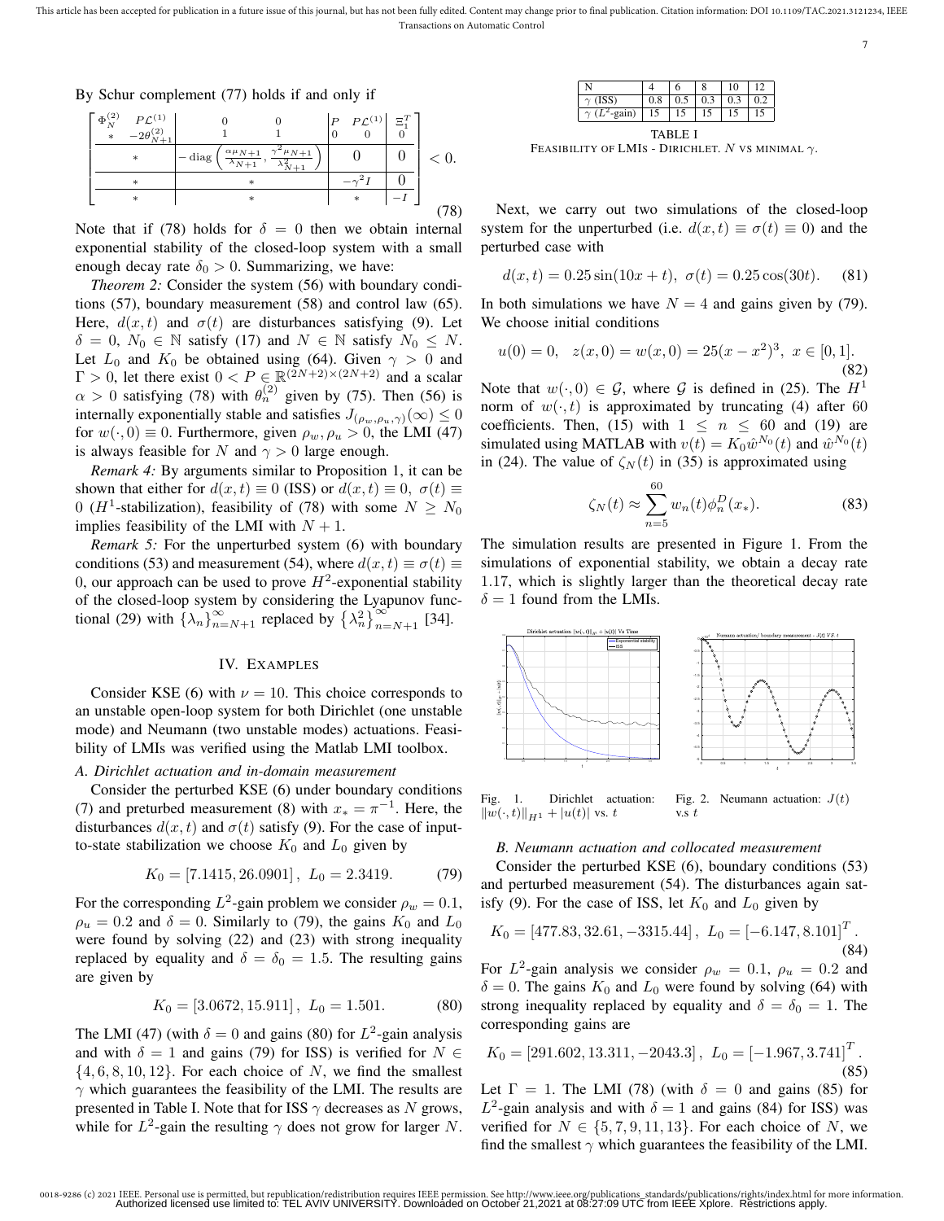By Schur complement (77) holds if and only if

$$\left[\begin{array}{c|cc|c|c} \begin{matrix}\Phi_N^{(2)} & P\mathcal{L}^{(1)} \\ * & -2\theta_{N+1}^{(2)}\end{matrix} & \begin{matrix}0\\1\end{matrix} & \begin{matrix}0\\1\end{matrix} & \begin{matrix}P & P\mathcal{L}^{(1)}\\ 0 & 0\end{matrix} & \begin{matrix}\Xi_1^T\\0\end{matrix} \\ \hline * & \multicolumn{2}{c|}{-\operatorname{diag}\left(\frac{\alpha\mu_{N+1}}{\lambda_{N+1}}, \frac{\gamma^2\mu_{N+1}}{\lambda_{N+1}^2}\right)} & 0 & 0 \\ \hline * & \multicolumn{2}{c|}{*} & -\gamma^2 I & 0 \\ \hline * & \multicolumn{2}{c|}{*} & * & -I \end{array}\right] < 0. \tag{78}$$

Note that if (78) holds for $\delta = 0$ then we obtain internal exponential stability of the closed-loop system with a small enough decay rate $\delta_0 > 0$. Summarizing, we have:

*Theorem 2:* Consider the system (56) with boundary conditions (57), boundary measurement (58) and control law (65). Here, $d(x,t)$ and $\sigma(t)$ are disturbances satisfying (9). Let $\delta = 0$, $N_0 \in \mathbb{N}$ satisfy (17) and $N \in \mathbb{N}$ satisfy $N_0 \leq N$. Let $L_0$ and $K_0$ be obtained using (64). Given $\gamma > 0$ and $\Gamma > 0$, let there exist $0 < P \in \mathbb{R}^{(2N+2)\times(2N+2)}$ and a scalar $\alpha > 0$ satisfying (78) with $\theta_n^{(2)}$ given by (75). Then (56) is internally exponentially stable and satisfies $J_{(\rho_w,\rho_u,\gamma)}(\infty) \leq 0$ for $w(\cdot,0) \equiv 0$. Furthermore, given $\rho_w, \rho_u > 0$, the LMI (47) is always feasible for $N$ and $\gamma > 0$ large enough.

*Remark 4:* By arguments similar to Proposition 1, it can be shown that either for $d(x,t) \equiv 0$ (ISS) or $d(x,t) \equiv 0$, $\sigma(t) \equiv 0$ ($H^1$-stabilization), feasibility of (78) with some $N \geq N_0$ implies feasibility of the LMI with $N+1$.

*Remark 5:* For the unperturbed system (6) with boundary conditions (53) and measurement (54), where $d(x,t) \equiv \sigma(t) \equiv 0$, our approach can be used to prove $H^2$-exponential stability of the closed-loop system by considering the Lyapunov functional (29) with $\{\lambda_n\}_{n=N+1}^{\infty}$ replaced by $\{\lambda_n^2\}_{n=N+1}^{\infty}$ [34].

## IV. Examples

Consider KSE (6) with $\nu = 10$. This choice corresponds to an unstable open-loop system for both Dirichlet (one unstable mode) and Neumann (two unstable modes) actuations. Feasibility of LMIs was verified using the Matlab LMI toolbox.

### A. Dirichlet actuation and in-domain measurement

Consider the perturbed KSE (6) under boundary conditions (7) and preturbed measurement (8) with $x_* = \pi^{-1}$. Here, the disturbances $d(x,t)$ and $\sigma(t)$ satisfy (9). For the case of input-to-state stabilization we choose $K_0$ and $L_0$ given by

$$K_0 = [7.1415, 26.0901], \; L_0 = 2.3419. \tag{79}$$

For the corresponding $L^2$-gain problem we consider $\rho_w = 0.1$, $\rho_u = 0.2$ and $\delta = 0$. Similarly to (79), the gains $K_0$ and $L_0$ were found by solving (22) and (23) with strong inequality replaced by equality and $\delta = \delta_0 = 1.5$. The resulting gains are given by

$$K_0 = [3.0672, 15.911], \; L_0 = 1.501. \tag{80}$$

The LMI (47) (with $\delta = 0$ and gains (80) for $L^2$-gain analysis and with $\delta = 1$ and gains (79) for ISS) is verified for $N \in \{4, 6, 8, 10, 12\}$. For each choice of $N$, we find the smallest $\gamma$ which guarantees the feasibility of the LMI. The results are presented in Table I. Note that for ISS $\gamma$ decreases as $N$ grows, while for $L^2$-gain the resulting $\gamma$ does not grow for larger $N$.

| N | 4 | 6 | 8 | 10 | 12 |
|---|---|---|---|---|---|
| $\gamma$ (ISS) | 0.8 | 0.5 | 0.3 | 0.3 | 0.2 |
| $\gamma$ ($L^2$-gain) | 15 | 15 | 15 | 15 | 15 |

TABLE I
Feasibility of LMIs - Dirichlet. $N$ vs minimal $\gamma$.

Next, we carry out two simulations of the closed-loop system for the unperturbed (i.e. $d(x,t) \equiv \sigma(t) \equiv 0$) and the perturbed case with

$$d(x,t) = 0.25\sin(10x + t), \; \sigma(t) = 0.25\cos(30t). \tag{81}$$

In both simulations we have $N = 4$ and gains given by (79). We choose initial conditions

$$u(0) = 0, \quad z(x,0) = w(x,0) = 25(x - x^2)^3, \; x \in [0,1]. \tag{82}$$

Note that $w(\cdot,0) \in \mathcal{G}$, where $\mathcal{G}$ is defined in (25). The $H^1$ norm of $w(\cdot,t)$ is approximated by truncating (4) after 60 coefficients. Then, (15) with $1 \leq n \leq 60$ and (19) are simulated using MATLAB with $v(t) = K_0\hat{w}^{N_0}(t)$ and $\hat{w}^{N_0}(t)$ in (24). The value of $\zeta_N(t)$ in (35) is approximated using

$$\zeta_N(t) \approx \sum_{n=5}^{60} w_n(t)\phi_n^D(x_*). \tag{83}$$

The simulation results are presented in Figure 1. From the simulations of exponential stability, we obtain a decay rate 1.17, which is slightly larger than the theoretical decay rate $\delta = 1$ found from the LMIs.

Fig. 1. Dirichlet actuation: $\|w(\cdot,t)\|_{H^1} + |u(t)|$ vs. $t$

Fig. 2. Neumann actuation: $J(t)$ v.s $t$

### B. Neumann actuation and collocated measurement

Consider the perturbed KSE (6), boundary conditions (53) and perturbed measurement (54). The disturbances again satisfy (9). For the case of ISS, let $K_0$ and $L_0$ given by

$$K_0 = [477.83, 32.61, -3315.44], \; L_0 = [-6.147, 8.101]^T. \tag{84}$$

For $L^2$-gain analysis we consider $\rho_w = 0.1$, $\rho_u = 0.2$ and $\delta = 0$. The gains $K_0$ and $L_0$ were found by solving (64) with strong inequality replaced by equality and $\delta = \delta_0 = 1$. The corresponding gains are

$$K_0 = [291.602, 13.311, -2043.3], \; L_0 = [-1.967, 3.741]^T. \tag{85}$$

Let $\Gamma = 1$. The LMI (78) (with $\delta = 0$ and gains (85) for $L^2$-gain analysis and with $\delta = 1$ and gains (84) for ISS) was verified for $N \in \{5, 7, 9, 11, 13\}$. For each choice of $N$, we find the smallest $\gamma$ which guarantees the feasibility of the LMI.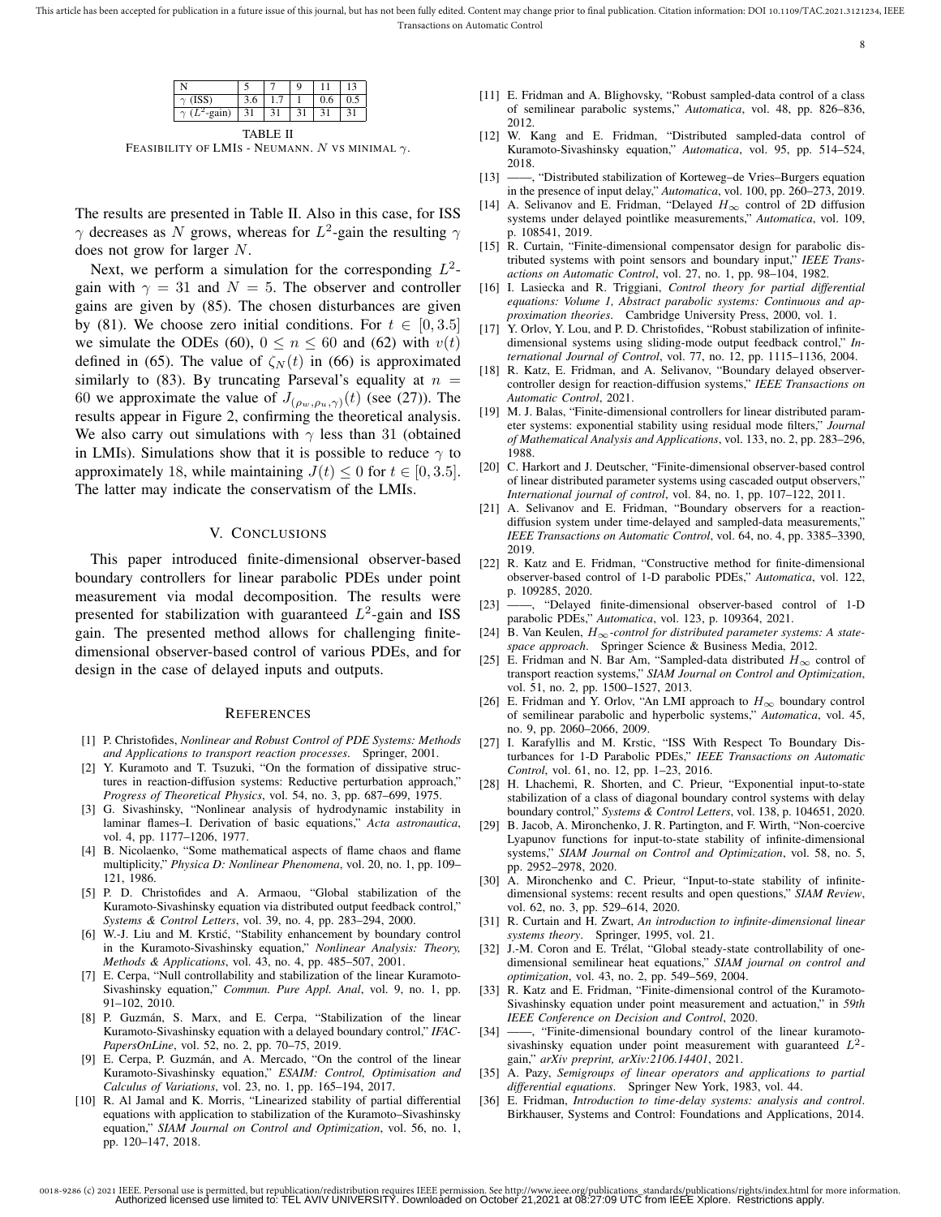| N | 5 | 7 | 9 | 11 | 13 |
|---|---|---|---|---|---|
| $\gamma$ (ISS) | 3.6 | 1.7 | 1 | 0.6 | 0.5 |
| $\gamma$ ($L^2$-gain) | 31 | 31 | 31 | 31 | 31 |

TABLE II
FEASIBILITY OF LMIS - NEUMANN. $N$ VS MINIMAL $\gamma$.

The results are presented in Table II. Also in this case, for ISS $\gamma$ decreases as $N$ grows, whereas for $L^2$-gain the resulting $\gamma$ does not grow for larger $N$.

Next, we perform a simulation for the corresponding $L^2$-gain with $\gamma = 31$ and $N = 5$. The observer and controller gains are given by (85). The chosen disturbances are given by (81). We choose zero initial conditions. For $t \in [0, 3.5]$ we simulate the ODEs (60), $0 \leq n \leq 60$ and (62) with $v(t)$ defined in (65). The value of $\zeta_N(t)$ in (66) is approximated similarly to (83). By truncating Parseval's equality at $n = 60$ we approximate the value of $J_{(\rho_w, \rho_u, \gamma)}(t)$ (see (27)). The results appear in Figure 2, confirming the theoretical analysis. We also carry out simulations with $\gamma$ less than 31 (obtained in LMIs). Simulations show that it is possible to reduce $\gamma$ to approximately 18, while maintaining $J(t) \leq 0$ for $t \in [0, 3.5]$. The latter may indicate the conservatism of the LMIs.

## V. CONCLUSIONS

This paper introduced finite-dimensional observer-based boundary controllers for linear parabolic PDEs under point measurement via modal decomposition. The results were presented for stabilization with guaranteed $L^2$-gain and ISS gain. The presented method allows for challenging finite-dimensional observer-based control of various PDEs, and for design in the case of delayed inputs and outputs.

## REFERENCES

[1] P. Christofides, *Nonlinear and Robust Control of PDE Systems: Methods and Applications to transport reaction processes*. Springer, 2001.

[2] Y. Kuramoto and T. Tsuzuki, "On the formation of dissipative structures in reaction-diffusion systems: Reductive perturbation approach," *Progress of Theoretical Physics*, vol. 54, no. 3, pp. 687–699, 1975.

[3] G. Sivashinsky, "Nonlinear analysis of hydrodynamic instability in laminar flames–I. Derivation of basic equations," *Acta astronautica*, vol. 4, pp. 1177–1206, 1977.

[4] B. Nicolaenko, "Some mathematical aspects of flame chaos and flame multiplicity," *Physica D: Nonlinear Phenomena*, vol. 20, no. 1, pp. 109–121, 1986.

[5] P. D. Christofides and A. Armaou, "Global stabilization of the Kuramoto-Sivashinsky equation via distributed output feedback control," *Systems & Control Letters*, vol. 39, no. 4, pp. 283–294, 2000.

[6] W.-J. Liu and M. Krstić, "Stability enhancement by boundary control in the Kuramoto-Sivashinsky equation," *Nonlinear Analysis: Theory, Methods & Applications*, vol. 43, no. 4, pp. 485–507, 2001.

[7] E. Cerpa, "Null controllability and stabilization of the linear Kuramoto-Sivashinsky equation," *Commun. Pure Appl. Anal*, vol. 9, no. 1, pp. 91–102, 2010.

[8] P. Guzmán, S. Marx, and E. Cerpa, "Stabilization of the linear Kuramoto-Sivashinsky equation with a delayed boundary control," *IFAC-PapersOnLine*, vol. 52, no. 2, pp. 70–75, 2019.

[9] E. Cerpa, P. Guzmán, and A. Mercado, "On the control of the linear Kuramoto-Sivashinsky equation," *ESAIM: Control, Optimisation and Calculus of Variations*, vol. 23, no. 1, pp. 165–194, 2017.

[10] R. Al Jamal and K. Morris, "Linearized stability of partial differential equations with application to stabilization of the Kuramoto–Sivashinsky equation," *SIAM Journal on Control and Optimization*, vol. 56, no. 1, pp. 120–147, 2018.

[11] E. Fridman and A. Blighovsky, "Robust sampled-data control of a class of semilinear parabolic systems," *Automatica*, vol. 48, pp. 826–836, 2012.

[12] W. Kang and E. Fridman, "Distributed sampled-data control of Kuramoto-Sivashinsky equation," *Automatica*, vol. 95, pp. 514–524, 2018.

[13] ——, "Distributed stabilization of Korteweg–de Vries–Burgers equation in the presence of input delay," *Automatica*, vol. 100, pp. 260–273, 2019.

[14] A. Selivanov and E. Fridman, "Delayed $H_\infty$ control of 2D diffusion systems under delayed pointlike measurements," *Automatica*, vol. 109, p. 108541, 2019.

[15] R. Curtain, "Finite-dimensional compensator design for parabolic distributed systems with point sensors and boundary input," *IEEE Transactions on Automatic Control*, vol. 27, no. 1, pp. 98–104, 1982.

[16] I. Lasiecka and R. Triggiani, *Control theory for partial differential equations: Volume 1, Abstract parabolic systems: Continuous and approximation theories*. Cambridge University Press, 2000, vol. 1.

[17] Y. Orlov, Y. Lou, and P. D. Christofides, "Robust stabilization of infinite-dimensional systems using sliding-mode output feedback control," *International Journal of Control*, vol. 77, no. 12, pp. 1115–1136, 2004.

[18] R. Katz, E. Fridman, and A. Selivanov, "Boundary delayed observer-controller design for reaction-diffusion systems," *IEEE Transactions on Automatic Control*, 2021.

[19] M. J. Balas, "Finite-dimensional controllers for linear distributed parameter systems: exponential stability using residual mode filters," *Journal of Mathematical Analysis and Applications*, vol. 133, no. 2, pp. 283–296, 1988.

[20] C. Harkort and J. Deutscher, "Finite-dimensional observer-based control of linear distributed parameter systems using cascaded output observers," *International journal of control*, vol. 84, no. 1, pp. 107–122, 2011.

[21] A. Selivanov and E. Fridman, "Boundary observers for a reaction-diffusion system under time-delayed and sampled-data measurements," *IEEE Transactions on Automatic Control*, vol. 64, no. 4, pp. 3385–3390, 2019.

[22] R. Katz and E. Fridman, "Constructive method for finite-dimensional observer-based control of 1-D parabolic PDEs," *Automatica*, vol. 122, p. 109285, 2020.

[23] ——, "Delayed finite-dimensional observer-based control of 1-D parabolic PDEs," *Automatica*, vol. 123, p. 109364, 2021.

[24] B. Van Keulen, *$H_\infty$-control for distributed parameter systems: A state-space approach*. Springer Science & Business Media, 2012.

[25] E. Fridman and N. Bar Am, "Sampled-data distributed $H_\infty$ control of transport reaction systems," *SIAM Journal on Control and Optimization*, vol. 51, no. 2, pp. 1500–1527, 2013.

[26] E. Fridman and Y. Orlov, "An LMI approach to $H_\infty$ boundary control of semilinear parabolic and hyperbolic systems," *Automatica*, vol. 45, no. 9, pp. 2060–2066, 2009.

[27] I. Karafyllis and M. Krstic, "ISS With Respect To Boundary Disturbances for 1-D Parabolic PDEs," *IEEE Transactions on Automatic Control*, vol. 61, no. 12, pp. 1–23, 2016.

[28] H. Lhachemi, R. Shorten, and C. Prieur, "Exponential input-to-state stabilization of a class of diagonal boundary control systems with delay boundary control," *Systems & Control Letters*, vol. 138, p. 104651, 2020.

[29] B. Jacob, A. Mironchenko, J. R. Partington, and F. Wirth, "Non-coercive Lyapunov functions for input-to-state stability of infinite-dimensional systems," *SIAM Journal on Control and Optimization*, vol. 58, no. 5, pp. 2952–2978, 2020.

[30] A. Mironchenko and C. Prieur, "Input-to-state stability of infinite-dimensional systems: recent results and open questions," *SIAM Review*, vol. 62, no. 3, pp. 529–614, 2020.

[31] R. Curtain and H. Zwart, *An introduction to infinite-dimensional linear systems theory*. Springer, 1995, vol. 21.

[32] J.-M. Coron and E. Trélat, "Global steady-state controllability of one-dimensional semilinear heat equations," *SIAM journal on control and optimization*, vol. 43, no. 2, pp. 549–569, 2004.

[33] R. Katz and E. Fridman, "Finite-dimensional control of the Kuramoto-Sivashinsky equation under point measurement and actuation," in *59th IEEE Conference on Decision and Control*, 2020.

[34] ——, "Finite-dimensional boundary control of the linear kuramoto-sivashinsky equation under point measurement with guaranteed $L^2$-gain," *arXiv preprint, arXiv:2106.14401*, 2021.

[35] A. Pazy, *Semigroups of linear operators and applications to partial differential equations*. Springer New York, 1983, vol. 44.

[36] E. Fridman, *Introduction to time-delay systems: analysis and control*. Birkhauser, Systems and Control: Foundations and Applications, 2014.